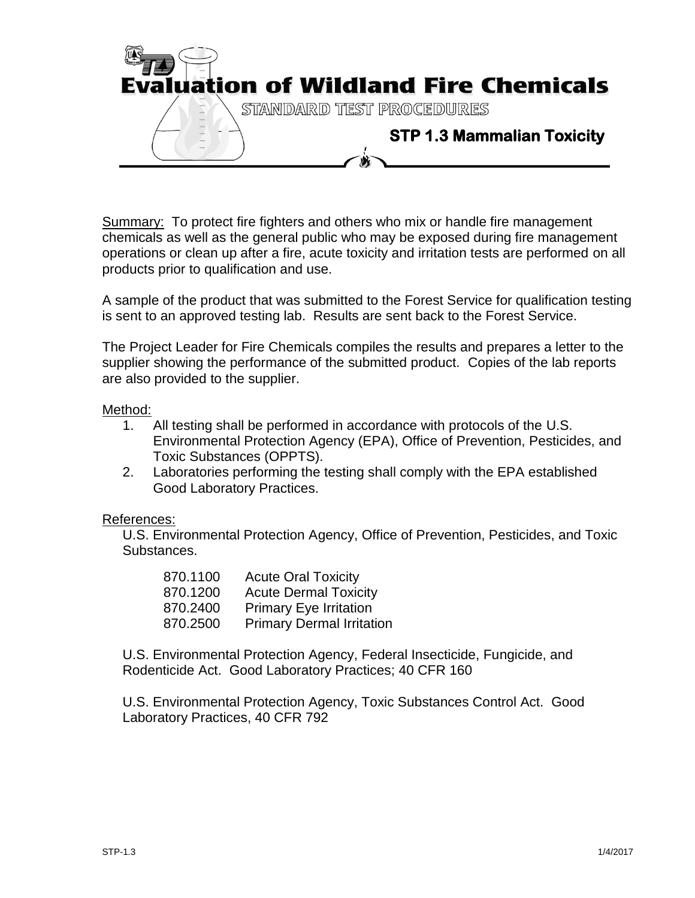# Evaluation of Wildland Fire Chemicals

STANDARD TEST PROCEDURES

## STP 1.3 Mammalian Toxicity

Summary: To protect fire fighters and others who mix or handle fire management chemicals as well as the general public who may be exposed during fire management operations or clean up after a fire, acute toxicity and irritation tests are performed on all products prior to qualification and use.

A sample of the product that was submitted to the Forest Service for qualification testing is sent to an approved testing lab. Results are sent back to the Forest Service.

The Project Leader for Fire Chemicals compiles the results and prepares a letter to the supplier showing the performance of the submitted product. Copies of the lab reports are also provided to the supplier.

Method:

1. All testing shall be performed in accordance with protocols of the U.S. Environmental Protection Agency (EPA), Office of Prevention, Pesticides, and Toxic Substances (OPPTS).
2. Laboratories performing the testing shall comply with the EPA established Good Laboratory Practices.

References:

U.S. Environmental Protection Agency, Office of Prevention, Pesticides, and Toxic Substances.

| | |
|---|---|
| 870.1100 | Acute Oral Toxicity |
| 870.1200 | Acute Dermal Toxicity |
| 870.2400 | Primary Eye Irritation |
| 870.2500 | Primary Dermal Irritation |

U.S. Environmental Protection Agency, Federal Insecticide, Fungicide, and Rodenticide Act. Good Laboratory Practices; 40 CFR 160

U.S. Environmental Protection Agency, Toxic Substances Control Act. Good Laboratory Practices, 40 CFR 792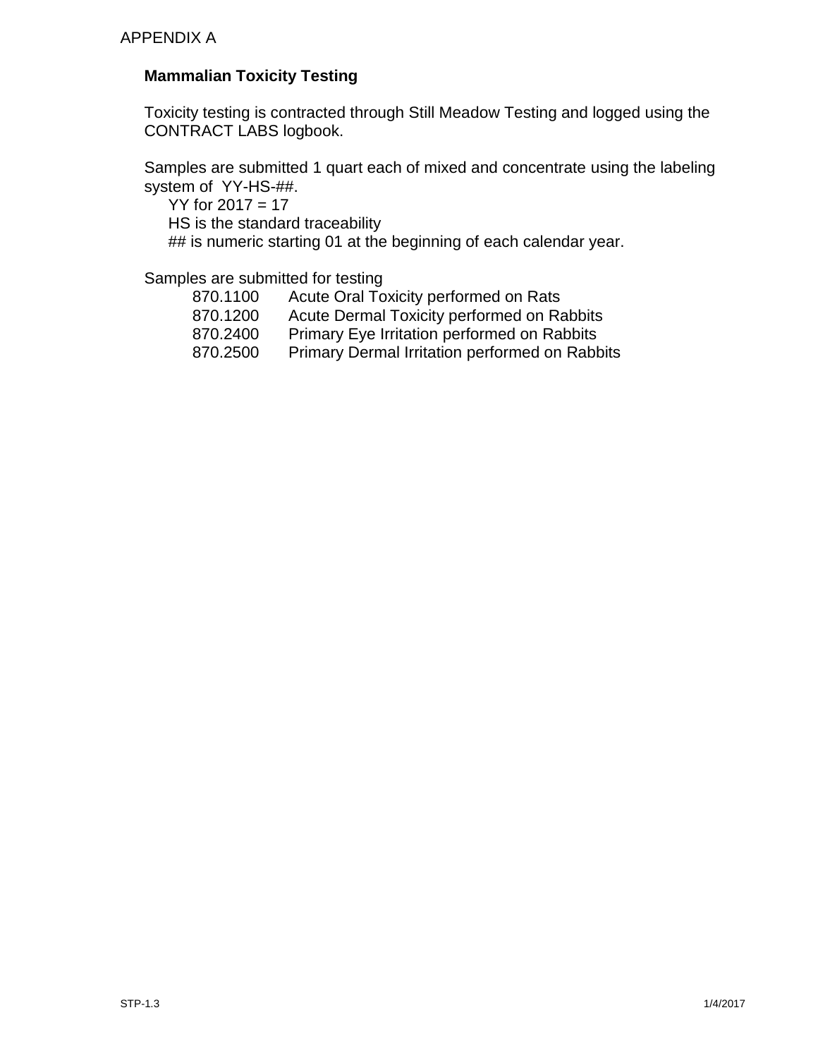APPENDIX A

**Mammalian Toxicity Testing**

Toxicity testing is contracted through Still Meadow Testing and logged using the CONTRACT LABS logbook.

Samples are submitted 1 quart each of mixed and concentrate using the labeling system of YY-HS-##.

YY for 2017 = 17
HS is the standard traceability
## is numeric starting 01 at the beginning of each calendar year.

Samples are submitted for testing

870.1100 Acute Oral Toxicity performed on Rats
870.1200 Acute Dermal Toxicity performed on Rabbits
870.2400 Primary Eye Irritation performed on Rabbits
870.2500 Primary Dermal Irritation performed on Rabbits

STP-1.3 1/4/2017